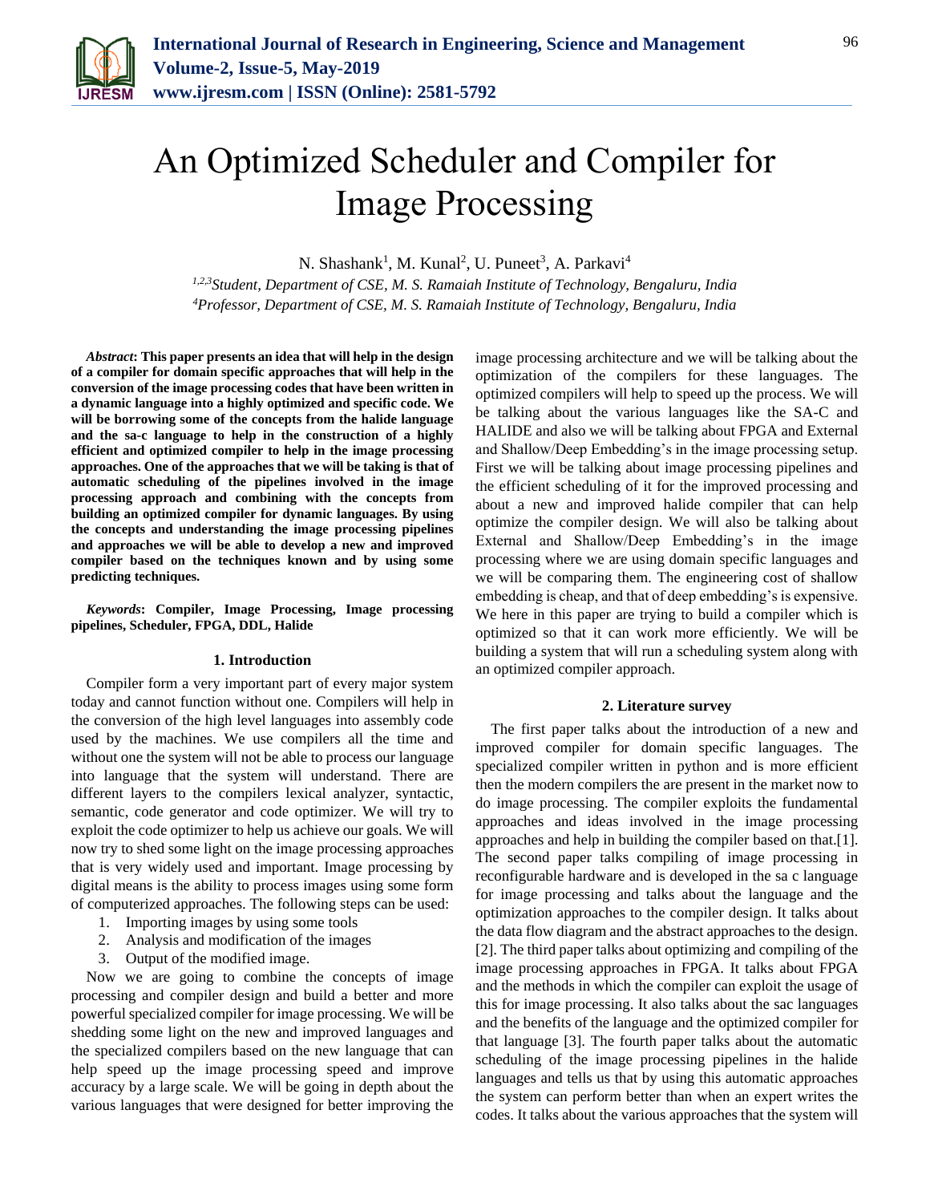# An Optimized Scheduler and Compiler for Image Processing

N. Shashank[1], M. Kunal[2], U. Puneet[3], A. Parkavi[4]

[1,2,3]*Student, Department of CSE, M. S. Ramaiah Institute of Technology, Bengaluru, India*
[4]*Professor, Department of CSE, M. S. Ramaiah Institute of Technology, Bengaluru, India*

***Abstract*: This paper presents an idea that will help in the design of a compiler for domain specific approaches that will help in the conversion of the image processing codes that have been written in a dynamic language into a highly optimized and specific code. We will be borrowing some of the concepts from the halide language and the sa-c language to help in the construction of a highly efficient and optimized compiler to help in the image processing approaches. One of the approaches that we will be taking is that of automatic scheduling of the pipelines involved in the image processing approach and combining with the concepts from building an optimized compiler for dynamic languages. By using the concepts and understanding the image processing pipelines and approaches we will be able to develop a new and improved compiler based on the techniques known and by using some predicting techniques.**

***Keywords*: Compiler, Image Processing, Image processing pipelines, Scheduler, FPGA, DDL, Halide**

## 1. Introduction

Compiler form a very important part of every major system today and cannot function without one. Compilers will help in the conversion of the high level languages into assembly code used by the machines. We use compilers all the time and without one the system will not be able to process our language into language that the system will understand. There are different layers to the compilers lexical analyzer, syntactic, semantic, code generator and code optimizer. We will try to exploit the code optimizer to help us achieve our goals. We will now try to shed some light on the image processing approaches that is very widely used and important. Image processing by digital means is the ability to process images using some form of computerized approaches. The following steps can be used:

1. Importing images by using some tools
2. Analysis and modification of the images
3. Output of the modified image.

Now we are going to combine the concepts of image processing and compiler design and build a better and more powerful specialized compiler for image processing. We will be shedding some light on the new and improved languages and the specialized compilers based on the new language that can help speed up the image processing speed and improve accuracy by a large scale. We will be going in depth about the various languages that were designed for better improving the image processing architecture and we will be talking about the optimization of the compilers for these languages. The optimized compilers will help to speed up the process. We will be talking about the various languages like the SA-C and HALIDE and also we will be talking about FPGA and External and Shallow/Deep Embedding's in the image processing setup. First we will be talking about image processing pipelines and the efficient scheduling of it for the improved processing and about a new and improved halide compiler that can help optimize the compiler design. We will also be talking about External and Shallow/Deep Embedding's in the image processing where we are using domain specific languages and we will be comparing them. The engineering cost of shallow embedding is cheap, and that of deep embedding's is expensive. We here in this paper are trying to build a compiler which is optimized so that it can work more efficiently. We will be building a system that will run a scheduling system along with an optimized compiler approach.

## 2. Literature survey

The first paper talks about the introduction of a new and improved compiler for domain specific languages. The specialized compiler written in python and is more efficient then the modern compilers the are present in the market now to do image processing. The compiler exploits the fundamental approaches and ideas involved in the image processing approaches and help in building the compiler based on that.[1]. The second paper talks compiling of image processing in reconfigurable hardware and is developed in the sa c language for image processing and talks about the language and the optimization approaches to the compiler design. It talks about the data flow diagram and the abstract approaches to the design. [2]. The third paper talks about optimizing and compiling of the image processing approaches in FPGA. It talks about FPGA and the methods in which the compiler can exploit the usage of this for image processing. It also talks about the sac languages and the benefits of the language and the optimized compiler for that language [3]. The fourth paper talks about the automatic scheduling of the image processing pipelines in the halide languages and tells us that by using this automatic approaches the system can perform better than when an expert writes the codes. It talks about the various approaches that the system will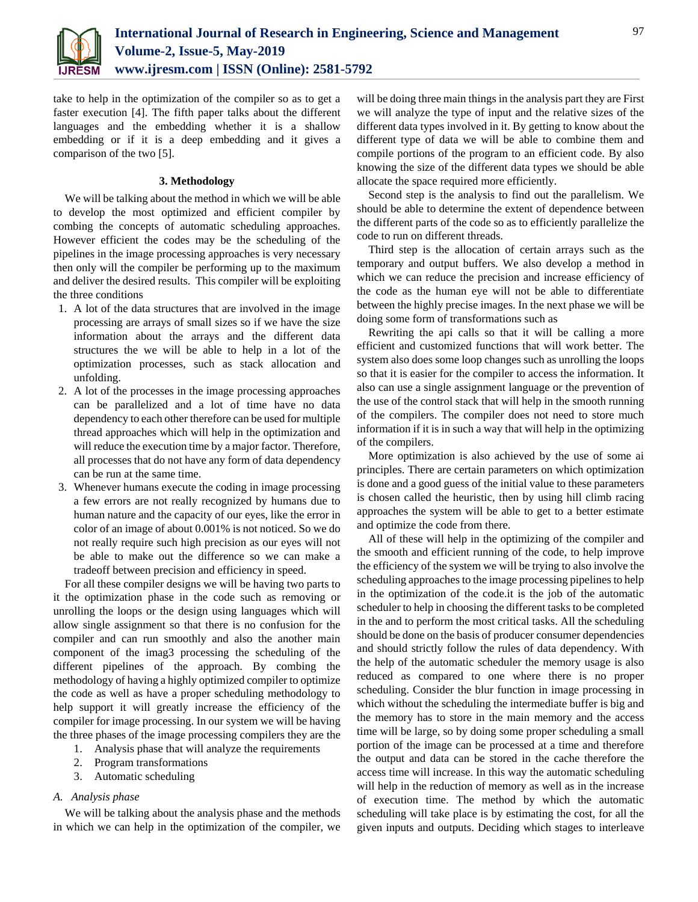take to help in the optimization of the compiler so as to get a faster execution [4]. The fifth paper talks about the different languages and the embedding whether it is a shallow embedding or if it is a deep embedding and it gives a comparison of the two [5].

## 3. Methodology

We will be talking about the method in which we will be able to develop the most optimized and efficient compiler by combing the concepts of automatic scheduling approaches. However efficient the codes may be the scheduling of the pipelines in the image processing approaches is very necessary then only will the compiler be performing up to the maximum and deliver the desired results. This compiler will be exploiting the three conditions

1. A lot of the data structures that are involved in the image processing are arrays of small sizes so if we have the size information about the arrays and the different data structures the we will be able to help in a lot of the optimization processes, such as stack allocation and unfolding.
2. A lot of the processes in the image processing approaches can be parallelized and a lot of time have no data dependency to each other therefore can be used for multiple thread approaches which will help in the optimization and will reduce the execution time by a major factor. Therefore, all processes that do not have any form of data dependency can be run at the same time.
3. Whenever humans execute the coding in image processing a few errors are not really recognized by humans due to human nature and the capacity of our eyes, like the error in color of an image of about 0.001% is not noticed. So we do not really require such high precision as our eyes will not be able to make out the difference so we can make a tradeoff between precision and efficiency in speed.

For all these compiler designs we will be having two parts to it the optimization phase in the code such as removing or unrolling the loops or the design using languages which will allow single assignment so that there is no confusion for the compiler and can run smoothly and also the another main component of the imag3 processing the scheduling of the different pipelines of the approach. By combing the methodology of having a highly optimized compiler to optimize the code as well as have a proper scheduling methodology to help support it will greatly increase the efficiency of the compiler for image processing. In our system we will be having the three phases of the image processing compilers they are the

1. Analysis phase that will analyze the requirements
2. Program transformations
3. Automatic scheduling

### *A. Analysis phase*

We will be talking about the analysis phase and the methods in which we can help in the optimization of the compiler, we will be doing three main things in the analysis part they are First we will analyze the type of input and the relative sizes of the different data types involved in it. By getting to know about the different type of data we will be able to combine them and compile portions of the program to an efficient code. By also knowing the size of the different data types we should be able allocate the space required more efficiently.

Second step is the analysis to find out the parallelism. We should be able to determine the extent of dependence between the different parts of the code so as to efficiently parallelize the code to run on different threads.

Third step is the allocation of certain arrays such as the temporary and output buffers. We also develop a method in which we can reduce the precision and increase efficiency of the code as the human eye will not be able to differentiate between the highly precise images. In the next phase we will be doing some form of transformations such as

Rewriting the api calls so that it will be calling a more efficient and customized functions that will work better. The system also does some loop changes such as unrolling the loops so that it is easier for the compiler to access the information. It also can use a single assignment language or the prevention of the use of the control stack that will help in the smooth running of the compilers. The compiler does not need to store much information if it is in such a way that will help in the optimizing of the compilers.

More optimization is also achieved by the use of some ai principles. There are certain parameters on which optimization is done and a good guess of the initial value to these parameters is chosen called the heuristic, then by using hill climb racing approaches the system will be able to get to a better estimate and optimize the code from there.

All of these will help in the optimizing of the compiler and the smooth and efficient running of the code, to help improve the efficiency of the system we will be trying to also involve the scheduling approaches to the image processing pipelines to help in the optimization of the code.it is the job of the automatic scheduler to help in choosing the different tasks to be completed in the and to perform the most critical tasks. All the scheduling should be done on the basis of producer consumer dependencies and should strictly follow the rules of data dependency. With the help of the automatic scheduler the memory usage is also reduced as compared to one where there is no proper scheduling. Consider the blur function in image processing in which without the scheduling the intermediate buffer is big and the memory has to store in the main memory and the access time will be large, so by doing some proper scheduling a small portion of the image can be processed at a time and therefore the output and data can be stored in the cache therefore the access time will increase. In this way the automatic scheduling will help in the reduction of memory as well as in the increase of execution time. The method by which the automatic scheduling will take place is by estimating the cost, for all the given inputs and outputs. Deciding which stages to interleave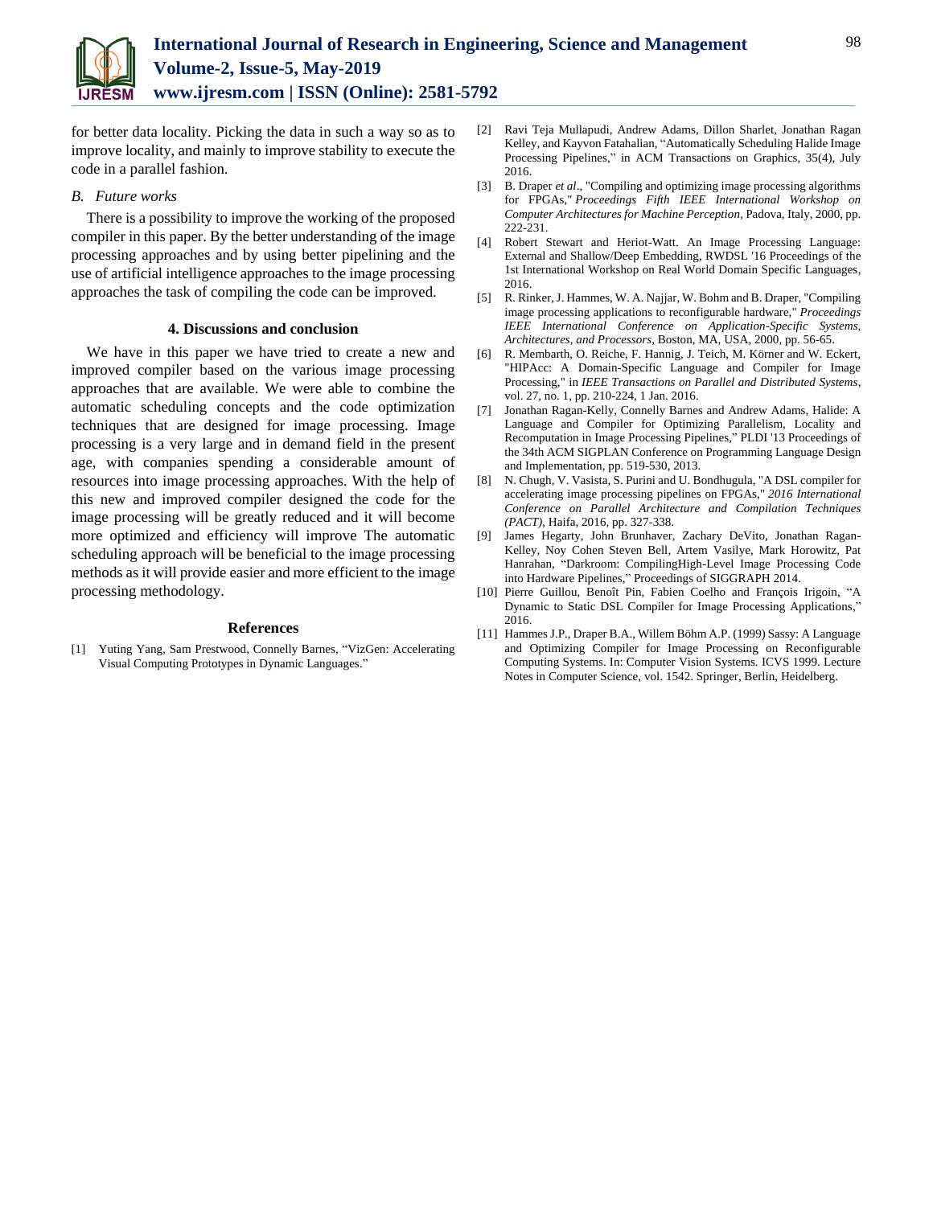for better data locality. Picking the data in such a way so as to improve locality, and mainly to improve stability to execute the code in a parallel fashion.

### *B. Future works*

There is a possibility to improve the working of the proposed compiler in this paper. By the better understanding of the image processing approaches and by using better pipelining and the use of artificial intelligence approaches to the image processing approaches the task of compiling the code can be improved.

## 4. Discussions and conclusion

We have in this paper we have tried to create a new and improved compiler based on the various image processing approaches that are available. We were able to combine the automatic scheduling concepts and the code optimization techniques that are designed for image processing. Image processing is a very large and in demand field in the present age, with companies spending a considerable amount of resources into image processing approaches. With the help of this new and improved compiler designed the code for the image processing will be greatly reduced and it will become more optimized and efficiency will improve The automatic scheduling approach will be beneficial to the image processing methods as it will provide easier and more efficient to the image processing methodology.

## References

[1] Yuting Yang, Sam Prestwood, Connelly Barnes, "VizGen: Accelerating Visual Computing Prototypes in Dynamic Languages."

[2] Ravi Teja Mullapudi, Andrew Adams, Dillon Sharlet, Jonathan Ragan Kelley, and Kayvon Fatahalian, "Automatically Scheduling Halide Image Processing Pipelines," in ACM Transactions on Graphics, 35(4), July 2016.

[3] B. Draper *et al*., "Compiling and optimizing image processing algorithms for FPGAs," *Proceedings Fifth IEEE International Workshop on Computer Architectures for Machine Perception*, Padova, Italy, 2000, pp. 222-231.

[4] Robert Stewart and Heriot-Watt. An Image Processing Language: External and Shallow/Deep Embedding, RWDSL '16 Proceedings of the 1st International Workshop on Real World Domain Specific Languages, 2016.

[5] R. Rinker, J. Hammes, W. A. Najjar, W. Bohm and B. Draper, "Compiling image processing applications to reconfigurable hardware," *Proceedings IEEE International Conference on Application-Specific Systems, Architectures, and Processors*, Boston, MA, USA, 2000, pp. 56-65.

[6] R. Membarth, O. Reiche, F. Hannig, J. Teich, M. Körner and W. Eckert, "HIPAcc: A Domain-Specific Language and Compiler for Image Processing," in *IEEE Transactions on Parallel and Distributed Systems*, vol. 27, no. 1, pp. 210-224, 1 Jan. 2016.

[7] Jonathan Ragan-Kelly, Connelly Barnes and Andrew Adams, Halide: A Language and Compiler for Optimizing Parallelism, Locality and Recomputation in Image Processing Pipelines," PLDI '13 Proceedings of the 34th ACM SIGPLAN Conference on Programming Language Design and Implementation, pp. 519-530, 2013.

[8] N. Chugh, V. Vasista, S. Purini and U. Bondhugula, "A DSL compiler for accelerating image processing pipelines on FPGAs," *2016 International Conference on Parallel Architecture and Compilation Techniques (PACT)*, Haifa, 2016, pp. 327-338.

[9] James Hegarty, John Brunhaver, Zachary DeVito, Jonathan Ragan-Kelley, Noy Cohen Steven Bell, Artem Vasilye, Mark Horowitz, Pat Hanrahan, "Darkroom: CompilingHigh-Level Image Processing Code into Hardware Pipelines," Proceedings of SIGGRAPH 2014.

[10] Pierre Guillou, Benoît Pin, Fabien Coelho and François Irigoin, "A Dynamic to Static DSL Compiler for Image Processing Applications," 2016.

[11] Hammes J.P., Draper B.A., Willem Böhm A.P. (1999) Sassy: A Language and Optimizing Compiler for Image Processing on Reconfigurable Computing Systems. In: Computer Vision Systems. ICVS 1999. Lecture Notes in Computer Science, vol. 1542. Springer, Berlin, Heidelberg.